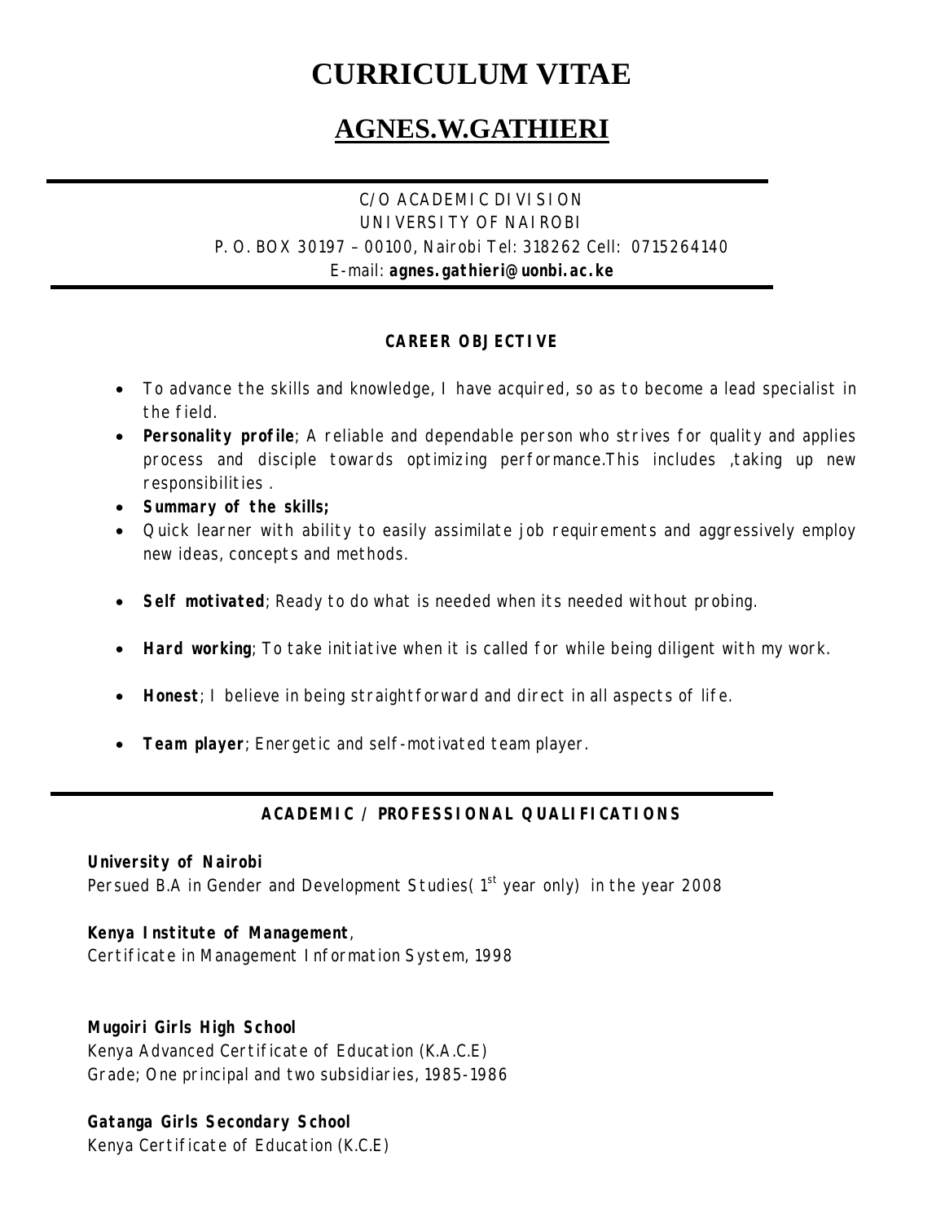# CURRICULUM VITAE

## AGNES.W.GATHIERI

C/O ACADEMIC DIVISION
UNIVERSITY OF NAIROBI
P. O. BOX 30197 – 00100, Nairobi Tel: 318262 Cell: 0715264140
E-mail: **agnes.gathieri@uonbi.ac.ke**

### CAREER OBJECTIVE

- To advance the skills and knowledge, I have acquired, so as to become a lead specialist in the field.
- **Personality profile**; A reliable and dependable person who strives for quality and applies process and disciple towards optimizing performance.This includes ,taking up new responsibilities .
- **Summary of the skills;**
- Quick learner with ability to easily assimilate job requirements and aggressively employ new ideas, concepts and methods.
- **Self motivated**; Ready to do what is needed when its needed without probing.
- **Hard working**; To take initiative when it is called for while being diligent with my work.
- **Honest**; I believe in being straightforward and direct in all aspects of life.
- **Team player**; Energetic and self-motivated team player.

### ACADEMIC / PROFESSIONAL QUALIFICATIONS

**University of Nairobi**
Persued B.A in Gender and Development Studies( 1st year only) in the year 2008

**Kenya Institute of Management**,
Certificate in Management Information System, 1998

**Mugoiri Girls High School**
Kenya Advanced Certificate of Education (K.A.C.E)
Grade; One principal and two subsidiaries, 1985-1986

**Gatanga Girls Secondary School**
Kenya Certificate of Education (K.C.E)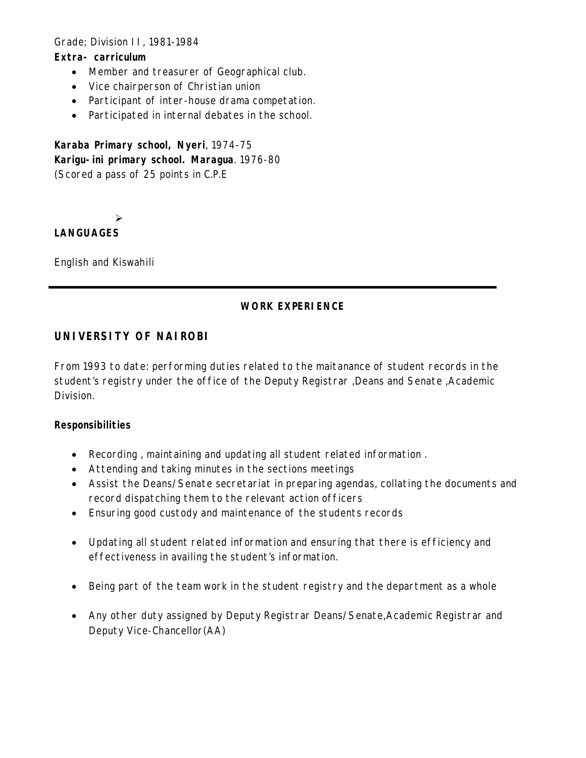Grade; Division II, 1981-1984

**Extra- carriculum**

- Member and treasurer of Geographical club.
- Vice chairperson of Christian union
- Participant of inter-house drama competation.
- Participated in internal debates in the school.

**Karaba Primary school, Nyeri**, 1974-75

**Karigu-ini primary school. Maragua**. 1976-80

(Scored a pass of 25 points in C.P.E

**LANGUAGES**

English and Kiswahili

---

## WORK EXPERIENCE

### UNIVERSITY OF NAIROBI

From 1993 to date: performing duties related to the maitanance of student records in the student's registry under the office of the Deputy Registrar ,Deans and Senate ,Academic Division.

**Responsibilities**

- Recording , maintaining and updating all student related information .
- Attending and taking minutes in the sections meetings
- Assist the Deans/Senate secretariat in preparing agendas, collating the documents and record dispatching them to the relevant action officers
- Ensuring good custody and maintenance of the students records
- Updating all student related information and ensuring that there is efficiency and effectiveness in availing the student's information.
- Being part of the team work in the student registry and the department as a whole
- Any other duty assigned by Deputy Registrar Deans/Senate,Academic Registrar and Deputy Vice-Chancellor(AA)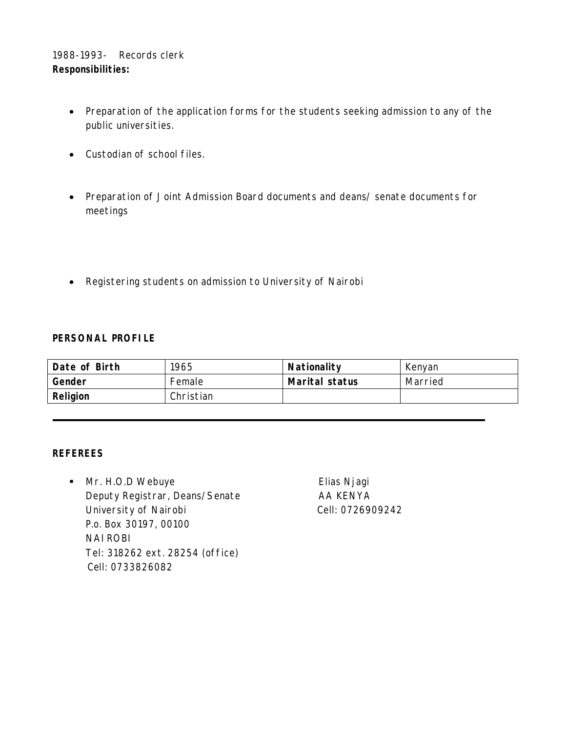1988-1993- Records clerk

**Responsibilities:**

- Preparation of the application forms for the students seeking admission to any of the public universities.
- Custodian of school files.
- Preparation of Joint Admission Board documents and deans/ senate documents for meetings
- Registering students on admission to University of Nairobi

**PERSONAL PROFILE**

| | | | |
|---|---|---|---|
| **Date of Birth** | 1965 | **Nationality** | Kenyan |
| **Gender** | Female | **Marital status** | Married |
| **Religion** | Christian | | |

---

**REFEREES**

- Mr. H.O.D Webuye
  Deputy Registrar, Deans/Senate
  University of Nairobi
  P.o. Box 30197, 00100
  NAIROBI
  Tel: 318262 ext. 28254 (office)
  Cell: 0733826082

Elias Njagi
AA KENYA
Cell: 0726909242